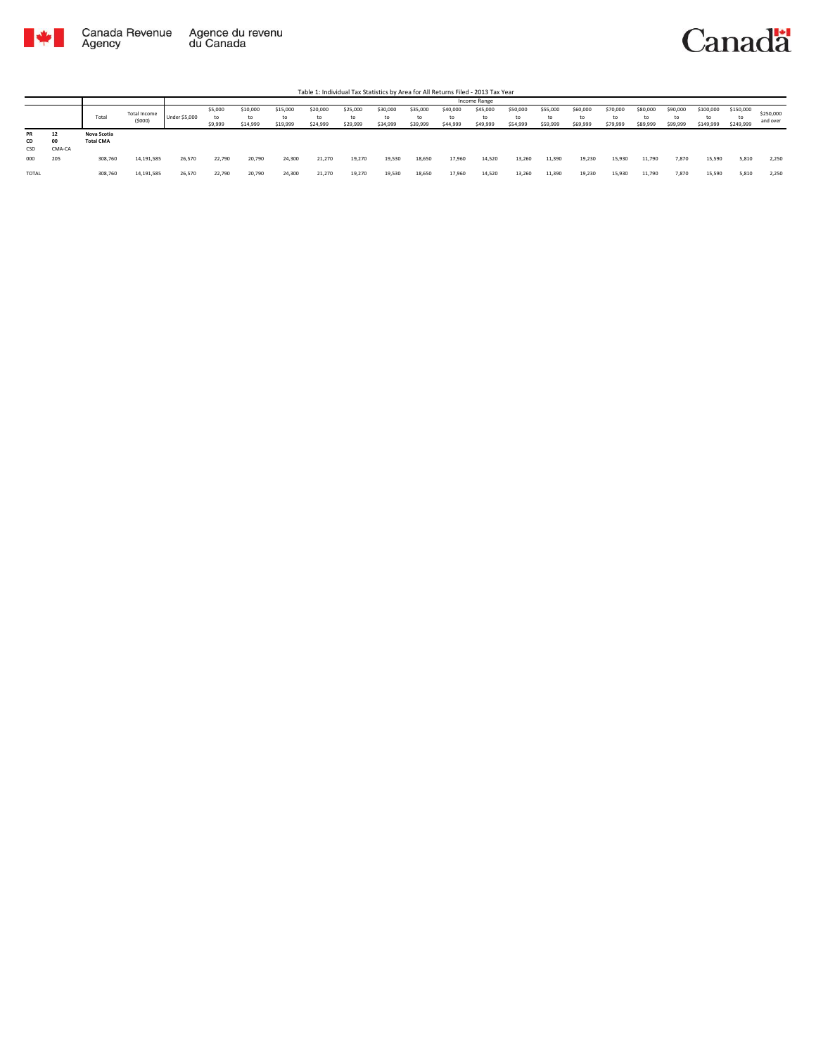Canada Revenue Agency / Agence du revenu du Canada

Canada

Table 1: Individual Tax Statistics by Area for All Returns Filed - 2013 Tax Year

| | | Total | Total Income ($000) | Income Range | | | | | | | | | | | | | | | | | | | |
|---|---|---|---|---|---|---|---|---|---|---|---|---|---|---|---|---|---|---|---|---|---|---|---|
| | | | | Under $5,000 | $5,000 to $9,999 | $10,000 to $14,999 | $15,000 to $19,999 | $20,000 to $24,999 | $25,000 to $29,999 | $30,000 to $34,999 | $35,000 to $39,999 | $40,000 to $44,999 | $45,000 to $49,999 | $50,000 to $54,999 | $55,000 to $59,999 | $60,000 to $69,999 | $70,000 to $79,999 | $80,000 to $89,999 | $90,000 to $99,999 | $100,000 to $149,999 | $150,000 to $249,999 | $250,000 and over |
| **PR** | **12** | **Nova Scotia** | | | | | | | | | | | | | | | | | | | | | |
| **CD** | **00** | **Total CMA** | | | | | | | | | | | | | | | | | | | | | |
| CSD | CMA-CA | | | | | | | | | | | | | | | | | | | | | | |
| 000 | 205 | 308,760 | 14,191,585 | 26,570 | 22,790 | 20,790 | 24,300 | 21,270 | 19,270 | 19,530 | 18,650 | 17,960 | 14,520 | 13,260 | 11,390 | 19,230 | 15,930 | 11,790 | 7,870 | 15,590 | 5,810 | 2,250 |
| TOTAL | | 308,760 | 14,191,585 | 26,570 | 22,790 | 20,790 | 24,300 | 21,270 | 19,270 | 19,530 | 18,650 | 17,960 | 14,520 | 13,260 | 11,390 | 19,230 | 15,930 | 11,790 | 7,870 | 15,590 | 5,810 | 2,250 |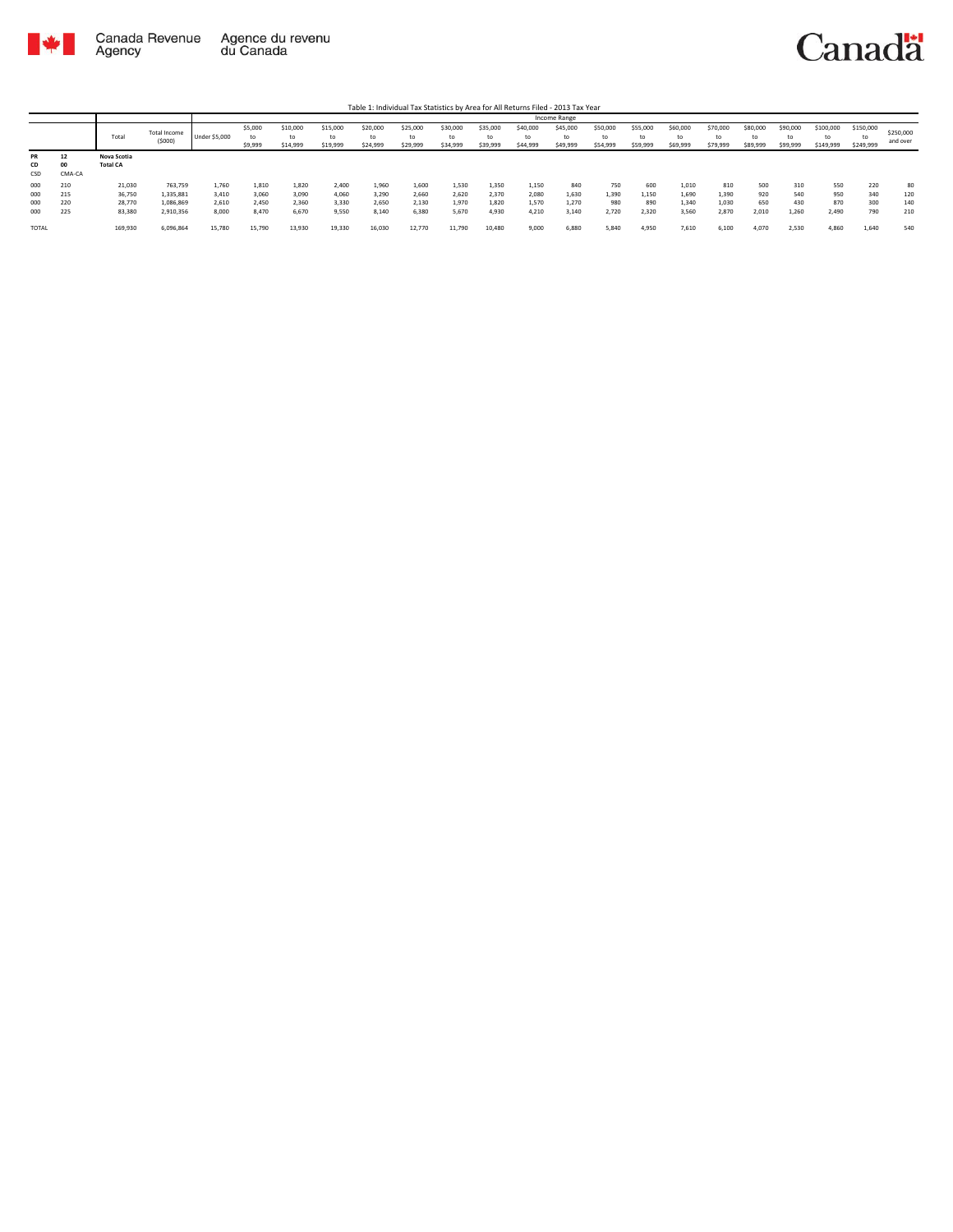Table 1: Individual Tax Statistics by Area for All Returns Filed - 2013 Tax Year

| | | Total | Total Income ($000) | Income Range | | | | | | | | | | | | | | | | | | | |
|---|---|---|---|---|---|---|---|---|---|---|---|---|---|---|---|---|---|---|---|---|---|---|---|
| | | | | Under $5,000 | $5,000 to $9,999 | $10,000 to $14,999 | $15,000 to $19,999 | $20,000 to $24,999 | $25,000 to $29,999 | $30,000 to $34,999 | $35,000 to $39,999 | $40,000 to $44,999 | $45,000 to $49,999 | $50,000 to $54,999 | $55,000 to $59,999 | $60,000 to $69,999 | $70,000 to $79,999 | $80,000 to $89,999 | $90,000 to $99,999 | $100,000 to $149,999 | $150,000 to $249,999 | $250,000 and over |
| **PR** | **12** | **Nova Scotia** | | | | | | | | | | | | | | | | | | | | | |
| **CD** | **00** | **Total CA** | | | | | | | | | | | | | | | | | | | | | |
| CSD | CMA-CA | | | | | | | | | | | | | | | | | | | | | | |
| 000 | 210 | 21,030 | 763,759 | 1,760 | 1,810 | 1,820 | 2,400 | 1,960 | 1,600 | 1,530 | 1,350 | 1,150 | 840 | 750 | 600 | 1,010 | 810 | 500 | 310 | 550 | 220 | 80 |
| 000 | 215 | 36,750 | 1,335,881 | 3,410 | 3,060 | 3,090 | 4,060 | 3,290 | 2,660 | 2,620 | 2,370 | 2,080 | 1,630 | 1,390 | 1,150 | 1,690 | 1,390 | 920 | 540 | 950 | 340 | 120 |
| 000 | 220 | 28,770 | 1,086,869 | 2,610 | 2,450 | 2,360 | 3,330 | 2,650 | 2,130 | 1,970 | 1,820 | 1,570 | 1,270 | 980 | 890 | 1,340 | 1,030 | 650 | 430 | 870 | 300 | 140 |
| 000 | 225 | 83,380 | 2,910,356 | 8,000 | 8,470 | 6,670 | 9,550 | 8,140 | 6,380 | 5,670 | 4,930 | 4,210 | 3,140 | 2,720 | 2,320 | 3,560 | 2,870 | 2,010 | 1,260 | 2,490 | 790 | 210 |
| TOTAL | | 169,930 | 6,096,864 | 15,780 | 15,790 | 13,930 | 19,330 | 16,030 | 12,770 | 11,790 | 10,480 | 9,000 | 6,880 | 5,840 | 4,950 | 7,610 | 6,100 | 4,070 | 2,530 | 4,860 | 1,640 | 540 |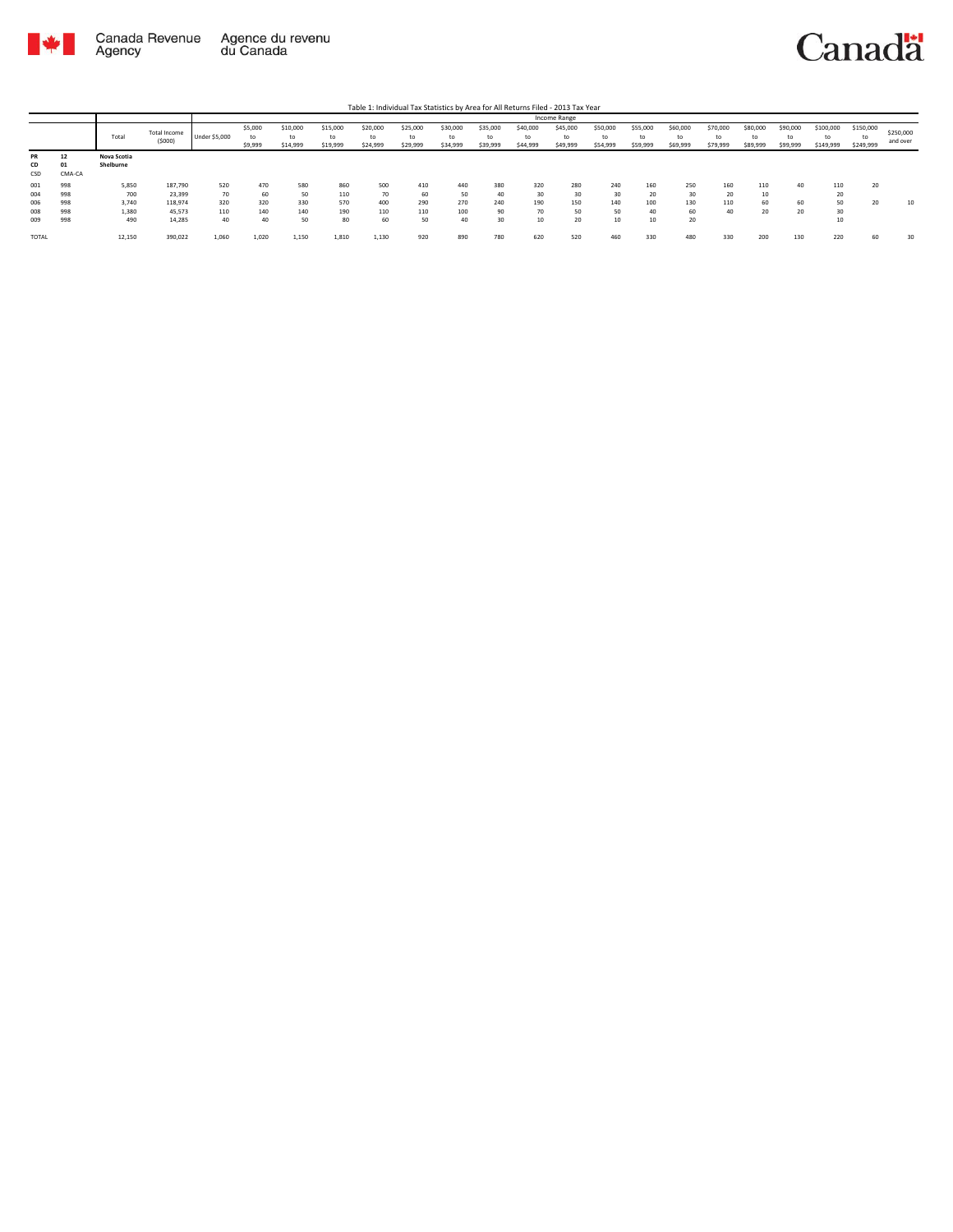Table 1: Individual Tax Statistics by Area for All Returns Filed - 2013 Tax Year

| | | Total | Total Income ($000) | Income Range | | | | | | | | | | | | | | | | | | |
|---|---|---|---|---|---|---|---|---|---|---|---|---|---|---|---|---|---|---|---|---|---|---|
| | | | | Under $5,000 | $5,000 to $9,999 | $10,000 to $14,999 | $15,000 to $19,999 | $20,000 to $24,999 | $25,000 to $29,999 | $30,000 to $34,999 | $35,000 to $39,999 | $40,000 to $44,999 | $45,000 to $49,999 | $50,000 to $54,999 | $55,000 to $59,999 | $60,000 to $69,999 | $70,000 to $79,999 | $80,000 to $89,999 | $90,000 to $99,999 | $100,000 to $149,999 | $150,000 to $249,999 | $250,000 and over |
| **PR** | **12** | **Nova Scotia** | | | | | | | | | | | | | | | | | | | | |
| **CD** | **01** | **Shelburne** | | | | | | | | | | | | | | | | | | | | |
| CSD | CMA-CA | | | | | | | | | | | | | | | | | | | | | |
| 001 | 998 | 5,850 | 187,790 | 520 | 470 | 580 | 860 | 500 | 410 | 440 | 380 | 320 | 280 | 240 | 160 | 250 | 160 | 110 | 40 | 110 | 20 | |
| 004 | 998 | 700 | 23,399 | 70 | 60 | 50 | 110 | 70 | 60 | 50 | 40 | 30 | 30 | 30 | 20 | 30 | 20 | 10 | | 20 | | |
| 006 | 998 | 3,740 | 118,974 | 320 | 320 | 330 | 570 | 400 | 290 | 270 | 240 | 190 | 150 | 140 | 100 | 130 | 110 | 60 | 60 | 50 | 20 | 10 |
| 008 | 998 | 1,380 | 45,573 | 110 | 140 | 140 | 190 | 110 | 110 | 100 | 90 | 70 | 50 | 50 | 40 | 60 | 40 | 20 | 20 | 30 | | |
| 009 | 998 | 490 | 14,285 | 40 | 40 | 50 | 80 | 60 | 50 | 40 | 30 | 10 | 20 | 10 | 10 | 20 | | | | 10 | | |
| TOTAL | | 12,150 | 390,022 | 1,060 | 1,020 | 1,150 | 1,810 | 1,130 | 920 | 890 | 780 | 620 | 520 | 460 | 330 | 480 | 330 | 200 | 130 | 220 | 60 | 30 |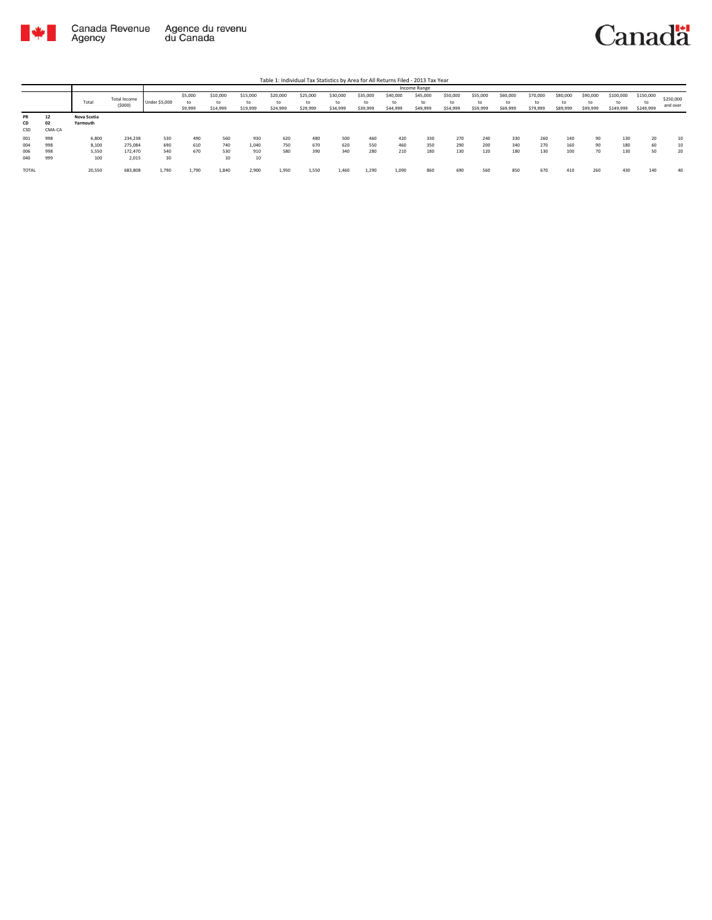Table 1: Individual Tax Statistics by Area for All Returns Filed - 2013 Tax Year

| | | Total | Total Income ($000) | Income Range | | | | | | | | | | | | | | | | | | |
|---|---|---|---|---|---|---|---|---|---|---|---|---|---|---|---|---|---|---|---|---|---|---|
| | | | | Under $5,000 | $5,000 to $9,999 | $10,000 to $14,999 | $15,000 to $19,999 | $20,000 to $24,999 | $25,000 to $29,999 | $30,000 to $34,999 | $35,000 to $39,999 | $40,000 to $44,999 | $45,000 to $49,999 | $50,000 to $54,999 | $55,000 to $59,999 | $60,000 to $69,999 | $70,000 to $79,999 | $80,000 to $89,999 | $90,000 to $99,999 | $100,000 to $149,999 | $150,000 to $249,999 | $250,000 and over |
| **PR** | **12** | **Nova Scotia** | | | | | | | | | | | | | | | | | | | | |
| **CD** | **02** | **Yarmouth** | | | | | | | | | | | | | | | | | | | | |
| CSD | CMA-CA | | | | | | | | | | | | | | | | | | | | | |
| 001 | 998 | 6,800 | 234,238 | 530 | 490 | 560 | 930 | 620 | 480 | 500 | 460 | 420 | 330 | 270 | 240 | 330 | 260 | 140 | 90 | 130 | 20 | 10 |
| 004 | 998 | 8,100 | 275,084 | 690 | 610 | 740 | 1,040 | 750 | 670 | 620 | 550 | 460 | 350 | 290 | 200 | 340 | 270 | 160 | 90 | 180 | 60 | 10 |
| 006 | 998 | 5,550 | 172,470 | 540 | 670 | 530 | 910 | 580 | 390 | 340 | 280 | 210 | 180 | 130 | 120 | 180 | 130 | 100 | 70 | 130 | 50 | 20 |
| 040 | 999 | 100 | 2,015 | 30 | | 10 | 10 | | | | | | | | | | | | | | | |
| TOTAL | | 20,550 | 683,808 | 1,790 | 1,790 | 1,840 | 2,900 | 1,950 | 1,550 | 1,460 | 1,290 | 1,090 | 860 | 690 | 560 | 850 | 670 | 410 | 260 | 430 | 140 | 40 |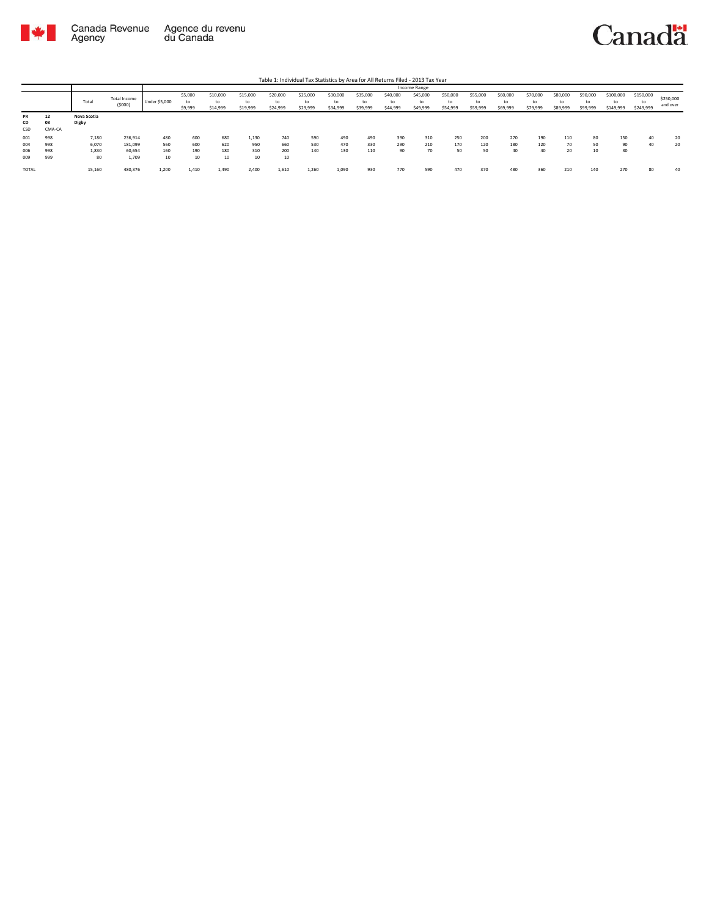Canada Revenue Agency | Agence du revenu du Canada

Table 1: Individual Tax Statistics by Area for All Returns Filed - 2013 Tax Year

| | | Total | Total Income ($000) | Income Range | | | | | | | | | | | | | | | | | | |
|---|---|---|---|---|---|---|---|---|---|---|---|---|---|---|---|---|---|---|---|---|---|---|
| | | | | Under $5,000 | $5,000 to $9,999 | $10,000 to $14,999 | $15,000 to $19,999 | $20,000 to $24,999 | $25,000 to $29,999 | $30,000 to $34,999 | $35,000 to $39,999 | $40,000 to $44,999 | $45,000 to $49,999 | $50,000 to $54,999 | $55,000 to $59,999 | $60,000 to $69,999 | $70,000 to $79,999 | $80,000 to $89,999 | $90,000 to $99,999 | $100,000 to $149,999 | $150,000 to $249,999 | $250,000 and over |
| PR | 12 | Nova Scotia | | | | | | | | | | | | | | | | | | | | |
| CD | 03 | Digby | | | | | | | | | | | | | | | | | | | | |
| CSD | CMA-CA | | | | | | | | | | | | | | | | | | | | | |
| 001 | 998 | 7,180 | 236,914 | 480 | 600 | 680 | 1,130 | 740 | 590 | 490 | 490 | 390 | 310 | 250 | 200 | 270 | 190 | 110 | 80 | 150 | 40 | 20 |
| 004 | 998 | 6,070 | 181,099 | 560 | 600 | 620 | 950 | 660 | 530 | 470 | 330 | 290 | 210 | 170 | 120 | 180 | 120 | 70 | 50 | 90 | 40 | 20 |
| 006 | 998 | 1,830 | 60,654 | 160 | 190 | 180 | 310 | 200 | 140 | 130 | 110 | 90 | 70 | 50 | 50 | 40 | 40 | 20 | 10 | 30 | | |
| 009 | 999 | 80 | 1,709 | 10 | 10 | 10 | 10 | 10 | | | | | | | | | | | | | | |
| TOTAL | | 15,160 | 480,376 | 1,200 | 1,410 | 1,490 | 2,400 | 1,610 | 1,260 | 1,090 | 930 | 770 | 590 | 470 | 370 | 480 | 360 | 210 | 140 | 270 | 80 | 40 |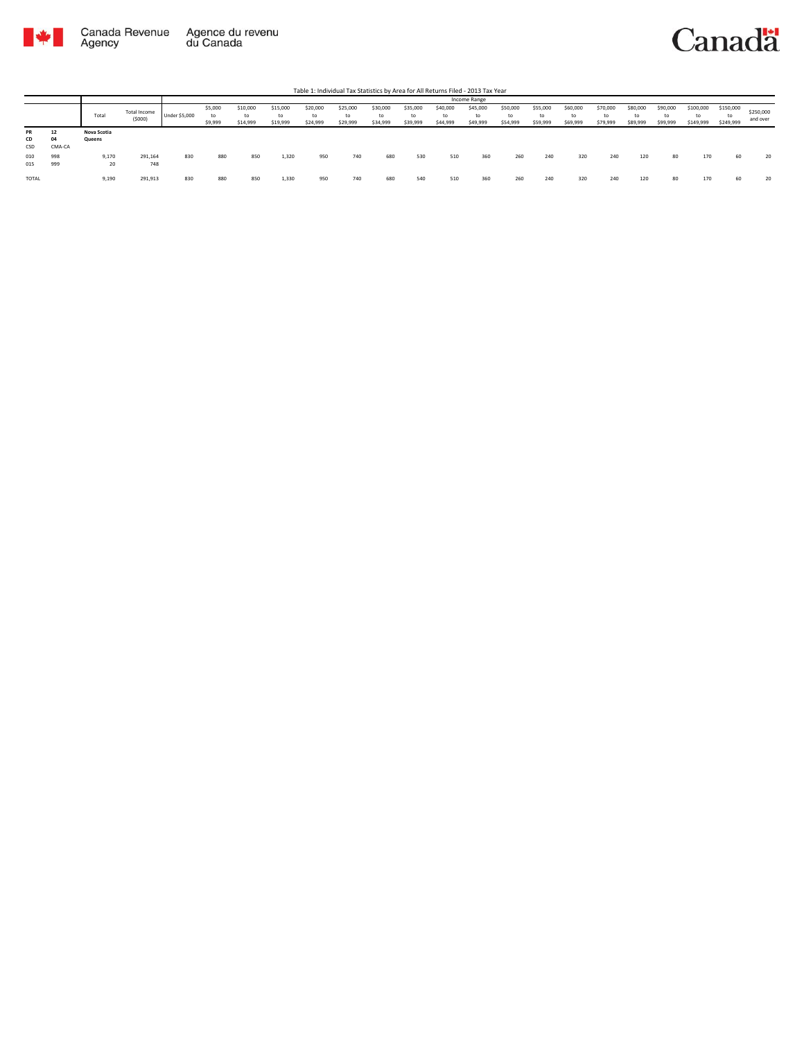Table 1: Individual Tax Statistics by Area for All Returns Filed - 2013 Tax Year

| | | Total | Total Income ($000) | Income Range | | | | | | | | | | | | | | | | | | | |
|---|---|---|---|---|---|---|---|---|---|---|---|---|---|---|---|---|---|---|---|---|---|---|---|
| | | | | Under $5,000 | $5,000 to $9,999 | $10,000 to $14,999 | $15,000 to $19,999 | $20,000 to $24,999 | $25,000 to $29,999 | $30,000 to $34,999 | $35,000 to $39,999 | $40,000 to $44,999 | $45,000 to $49,999 | $50,000 to $54,999 | $55,000 to $59,999 | $60,000 to $69,999 | $70,000 to $79,999 | $80,000 to $89,999 | $90,000 to $99,999 | $100,000 to $149,999 | $150,000 to $249,999 | $250,000 and over |
| **PR** | **12** | **Nova Scotia** | | | | | | | | | | | | | | | | | | | | | |
| **CD** | **04** | **Queens** | | | | | | | | | | | | | | | | | | | | | |
| CSD | CMA-CA | | | | | | | | | | | | | | | | | | | | | | |
| 010 | 998 | 9,170 | 291,164 | 830 | 880 | 850 | 1,320 | 950 | 740 | 680 | 530 | 510 | 360 | 260 | 240 | 320 | 240 | 120 | 80 | 170 | 60 | 20 |
| 015 | 999 | 20 | 748 | | | | | | | | | | | | | | | | | | | |
| TOTAL | | 9,190 | 291,913 | 830 | 880 | 850 | 1,330 | 950 | 740 | 680 | 540 | 510 | 360 | 260 | 240 | 320 | 240 | 120 | 80 | 170 | 60 | 20 |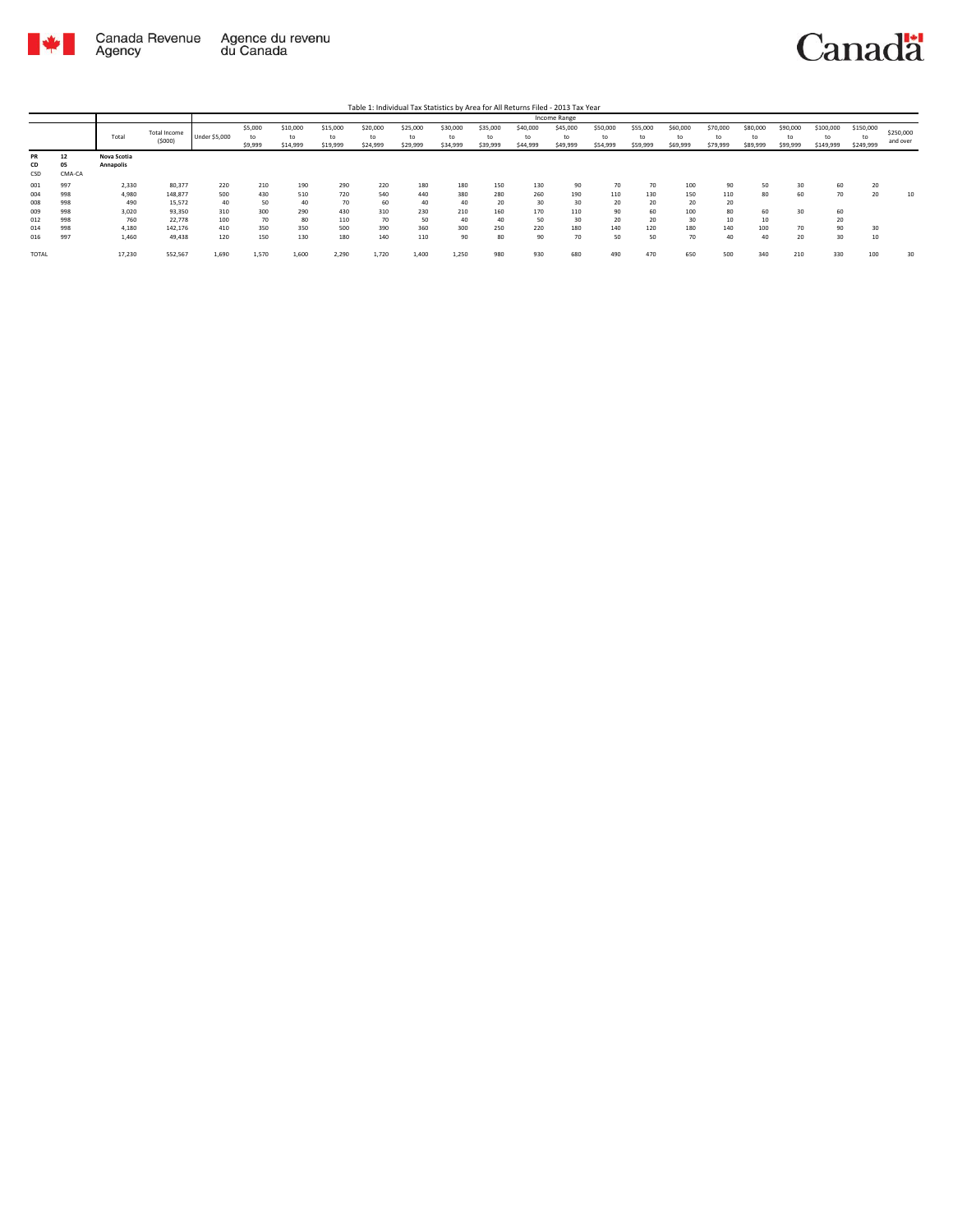Table 1: Individual Tax Statistics by Area for All Returns Filed - 2013 Tax Year

| | | Total | Total Income ($000) | Income Range | | | | | | | | | | | | | | | | | | |
|---|---|---|---|---|---|---|---|---|---|---|---|---|---|---|---|---|---|---|---|---|---|---|
| | | | | Under $5,000 | $5,000 to $9,999 | $10,000 to $14,999 | $15,000 to $19,999 | $20,000 to $24,999 | $25,000 to $29,999 | $30,000 to $34,999 | $35,000 to $39,999 | $40,000 to $44,999 | $45,000 to $49,999 | $50,000 to $54,999 | $55,000 to $59,999 | $60,000 to $69,999 | $70,000 to $79,999 | $80,000 to $89,999 | $90,000 to $99,999 | $100,000 to $149,999 | $150,000 to $249,999 | $250,000 and over |
| PR 12 CD 05 CSD | CMA-CA | Nova Scotia Annapolis | | | | | | | | | | | | | | | | | | | | |
| 001 | 997 | 2,330 | 80,377 | 220 | 210 | 190 | 290 | 220 | 180 | 180 | 150 | 130 | 90 | 70 | 70 | 100 | 90 | 50 | 30 | 60 | 20 | |
| 004 | 998 | 4,980 | 148,877 | 500 | 430 | 510 | 720 | 540 | 440 | 380 | 280 | 260 | 190 | 110 | 130 | 150 | 110 | 80 | 60 | 70 | 20 | 10 |
| 008 | 998 | 490 | 15,572 | 40 | 50 | 40 | 70 | 60 | 40 | 40 | 20 | 30 | 30 | 20 | 20 | 20 | 20 | | | | | |
| 009 | 998 | 3,020 | 93,350 | 310 | 300 | 290 | 430 | 310 | 230 | 210 | 160 | 170 | 110 | 90 | 60 | 100 | 80 | 60 | 30 | 60 | | |
| 012 | 998 | 760 | 22,778 | 100 | 70 | 80 | 110 | 70 | 50 | 40 | 40 | 50 | 30 | 20 | 20 | 30 | 10 | 10 | | 20 | | |
| 014 | 998 | 4,180 | 142,176 | 410 | 350 | 350 | 500 | 390 | 360 | 300 | 250 | 220 | 180 | 140 | 120 | 180 | 140 | 100 | 70 | 90 | 30 | |
| 016 | 997 | 1,460 | 49,438 | 120 | 150 | 130 | 180 | 140 | 110 | 90 | 80 | 90 | 70 | 50 | 50 | 70 | 40 | 40 | 20 | 30 | 10 | |
| TOTAL | | 17,230 | 552,567 | 1,690 | 1,570 | 1,600 | 2,290 | 1,720 | 1,400 | 1,250 | 980 | 930 | 680 | 490 | 470 | 650 | 500 | 340 | 210 | 330 | 100 | 30 |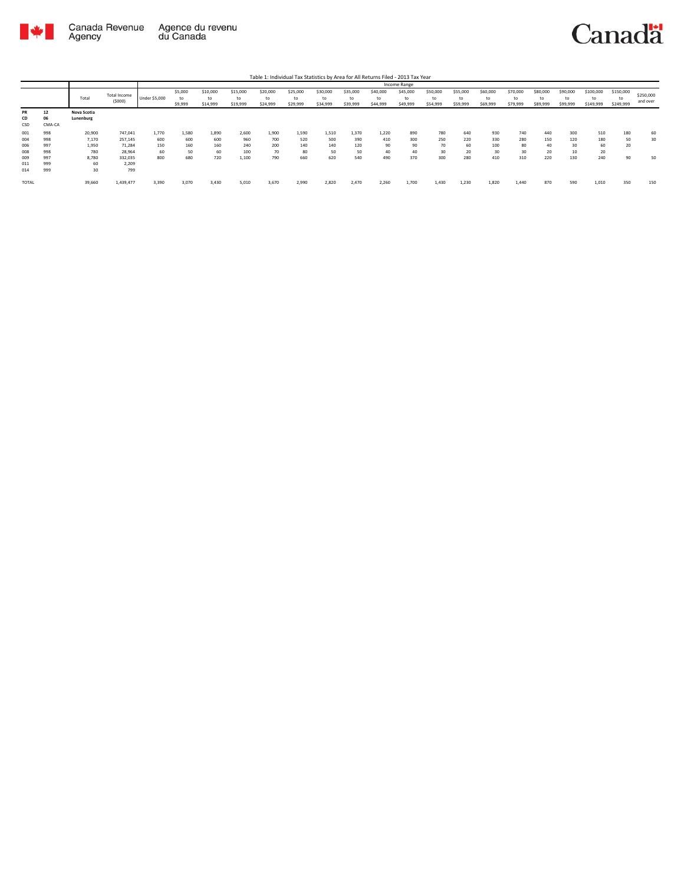Table 1: Individual Tax Statistics by Area for All Returns Filed - 2013 Tax Year

| | | Total | Total Income ($000) | Income Range | | | | | | | | | | | | | | | | | | |
|---|---|---|---|---|---|---|---|---|---|---|---|---|---|---|---|---|---|---|---|---|---|---|
| | | | | Under $5,000 | $5,000 to $9,999 | $10,000 to $14,999 | $15,000 to $19,999 | $20,000 to $24,999 | $25,000 to $29,999 | $30,000 to $34,999 | $35,000 to $39,999 | $40,000 to $44,999 | $45,000 to $49,999 | $50,000 to $54,999 | $55,000 to $59,999 | $60,000 to $69,999 | $70,000 to $79,999 | $80,000 to $89,999 | $90,000 to $99,999 | $100,000 to $149,999 | $150,000 to $249,999 | $250,000 and over |
| PR | 12 | Nova Scotia | | | | | | | | | | | | | | | | | | | | |
| CD | 06 | Lunenburg | | | | | | | | | | | | | | | | | | | | |
| CSD | CMA-CA | | | | | | | | | | | | | | | | | | | | | |
| 001 | 998 | 20,900 | 747,041 | 1,770 | 1,580 | 1,890 | 2,600 | 1,900 | 1,590 | 1,510 | 1,370 | 1,220 | 890 | 780 | 640 | 930 | 740 | 440 | 300 | 510 | 180 | 60 |
| 004 | 998 | 7,170 | 257,145 | 600 | 600 | 600 | 960 | 700 | 520 | 500 | 390 | 410 | 300 | 250 | 220 | 330 | 280 | 150 | 120 | 180 | 50 | 30 |
| 006 | 997 | 1,950 | 71,284 | 150 | 160 | 160 | 240 | 200 | 140 | 140 | 120 | 90 | 90 | 70 | 60 | 100 | 80 | 40 | 30 | 60 | 20 | |
| 008 | 998 | 780 | 28,964 | 60 | 50 | 60 | 100 | 70 | 80 | 50 | 50 | 40 | 40 | 30 | 20 | 30 | 30 | 20 | 10 | 20 | | |
| 009 | 997 | 8,780 | 332,035 | 800 | 680 | 720 | 1,100 | 790 | 660 | 620 | 540 | 490 | 370 | 300 | 280 | 410 | 310 | 220 | 130 | 240 | 90 | 50 |
| 011 | 999 | 60 | 2,209 | | | | | | | | | | | | | | | | | | | |
| 014 | 999 | 30 | 799 | | | | | | | | | | | | | | | | | | | |
| TOTAL | | 39,660 | 1,439,477 | 3,390 | 3,070 | 3,430 | 5,010 | 3,670 | 2,990 | 2,820 | 2,470 | 2,260 | 1,700 | 1,430 | 1,230 | 1,820 | 1,440 | 870 | 590 | 1,010 | 350 | 150 |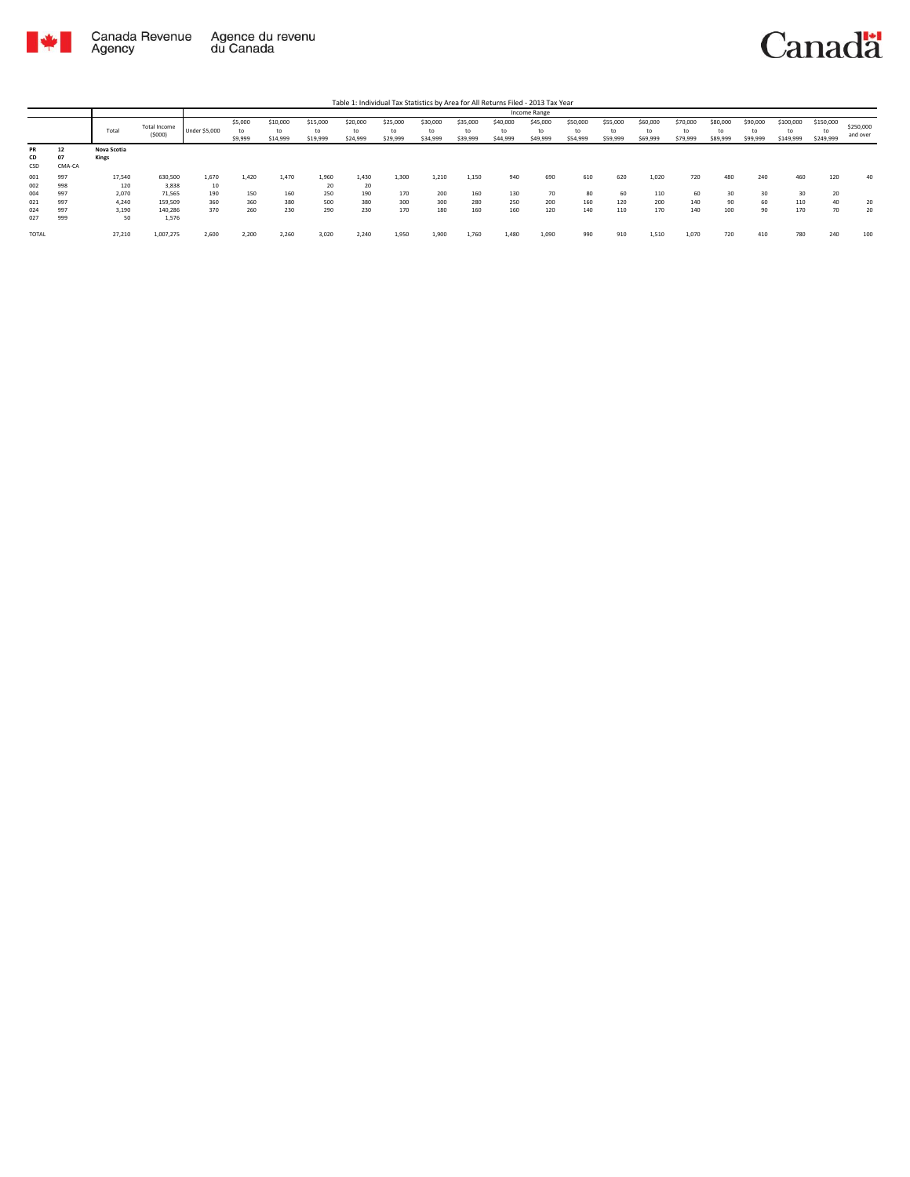Table 1: Individual Tax Statistics by Area for All Returns Filed - 2013 Tax Year

| | | | | Income Range | | | | | | | | | | | | | | | | | | |
|---|---|---|---|---|---|---|---|---|---|---|---|---|---|---|---|---|---|---|---|---|---|---|
| | | Total | Total Income ($000) | Under $5,000 | $5,000 to $9,999 | $10,000 to $14,999 | $15,000 to $19,999 | $20,000 to $24,999 | $25,000 to $29,999 | $30,000 to $34,999 | $35,000 to $39,999 | $40,000 to $44,999 | $45,000 to $49,999 | $50,000 to $54,999 | $55,000 to $59,999 | $60,000 to $69,999 | $70,000 to $79,999 | $80,000 to $89,999 | $90,000 to $99,999 | $100,000 to $149,999 | $150,000 to $249,999 | $250,000 and over |
| **PR** | **12** | **Nova Scotia** | | | | | | | | | | | | | | | | | | | | |
| **CD** | **07** | **Kings** | | | | | | | | | | | | | | | | | | | | |
| CSD | CMA-CA | | | | | | | | | | | | | | | | | | | | | |
| 001 | 997 | 17,540 | 630,500 | 1,670 | 1,420 | 1,470 | 1,960 | 1,430 | 1,300 | 1,210 | 1,150 | 940 | 690 | 610 | 620 | 1,020 | 720 | 480 | 240 | 460 | 120 | 40 |
| 002 | 998 | 120 | 3,838 | 10 | | | 20 | 20 | | | | | | | | | | | | | | |
| 004 | 997 | 2,070 | 71,565 | 190 | 150 | 160 | 250 | 190 | 170 | 200 | 160 | 130 | 70 | 80 | 60 | 110 | 60 | 30 | 30 | 30 | 20 | |
| 021 | 997 | 4,240 | 159,509 | 360 | 360 | 380 | 500 | 380 | 300 | 300 | 280 | 250 | 200 | 160 | 120 | 200 | 140 | 90 | 60 | 110 | 40 | 20 |
| 024 | 997 | 3,190 | 140,286 | 370 | 260 | 230 | 290 | 230 | 170 | 180 | 160 | 160 | 120 | 140 | 110 | 170 | 140 | 100 | 90 | 170 | 70 | 20 |
| 027 | 999 | 50 | 1,576 | | | | | | | | | | | | | | | | | | | |
| TOTAL | | 27,210 | 1,007,275 | 2,600 | 2,200 | 2,260 | 3,020 | 2,240 | 1,950 | 1,900 | 1,760 | 1,480 | 1,090 | 990 | 910 | 1,510 | 1,070 | 720 | 410 | 780 | 240 | 100 |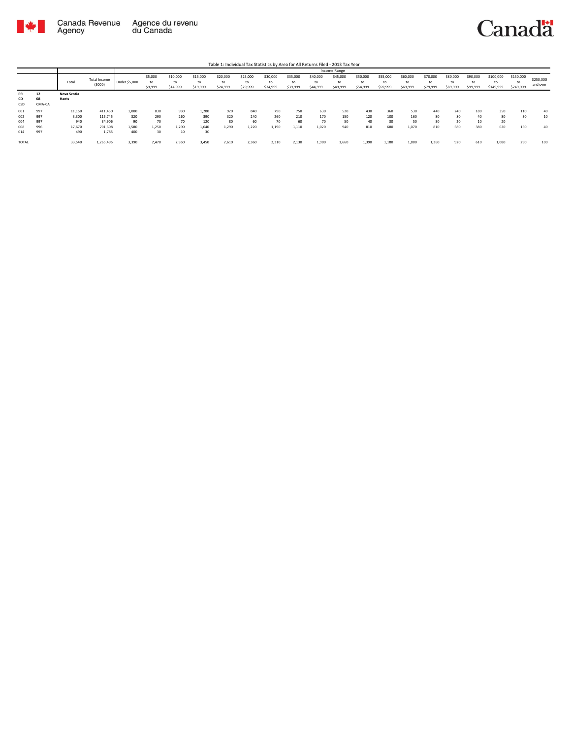Table 1: Individual Tax Statistics by Area for All Returns Filed - 2013 Tax Year

| | | Total | Total Income ($000) | Income Range | | | | | | | | | | | | | | | | | | |
|---|---|---|---|---|---|---|---|---|---|---|---|---|---|---|---|---|---|---|---|---|---|---|
| | | | | Under $5,000 | $5,000 to $9,999 | $10,000 to $14,999 | $15,000 to $19,999 | $20,000 to $24,999 | $25,000 to $29,999 | $30,000 to $34,999 | $35,000 to $39,999 | $40,000 to $44,999 | $45,000 to $49,999 | $50,000 to $54,999 | $55,000 to $59,999 | $60,000 to $69,999 | $70,000 to $79,999 | $80,000 to $89,999 | $90,000 to $99,999 | $100,000 to $149,999 | $150,000 to $249,999 | $250,000 and over |
| PR | 12 | Nova Scotia | | | | | | | | | | | | | | | | | | | | |
| CD | 08 | Hants | | | | | | | | | | | | | | | | | | | | |
| CSD | CMA-CA | | | | | | | | | | | | | | | | | | | | | |
| 001 | 997 | 11,150 | 411,450 | 1,000 | 830 | 930 | 1,280 | 920 | 840 | 790 | 750 | 630 | 520 | 430 | 360 | 530 | 440 | 240 | 180 | 350 | 110 | 40 |
| 002 | 997 | 3,300 | 115,745 | 320 | 290 | 260 | 390 | 320 | 240 | 260 | 210 | 170 | 150 | 120 | 100 | 160 | 80 | 80 | 40 | 80 | 30 | 10 |
| 004 | 997 | 940 | 34,906 | 90 | 70 | 70 | 120 | 80 | 60 | 70 | 60 | 70 | 50 | 40 | 30 | 50 | 30 | 20 | 10 | 20 | | |
| 008 | 996 | 17,670 | 701,608 | 1,580 | 1,250 | 1,290 | 1,640 | 1,290 | 1,220 | 1,190 | 1,110 | 1,020 | 940 | 810 | 680 | 1,070 | 810 | 580 | 380 | 630 | 150 | 40 |
| 014 | 997 | 490 | 1,785 | 400 | 30 | 10 | 30 | | | | | | | | | | | | | | | |
| TOTAL | | 33,540 | 1,265,495 | 3,390 | 2,470 | 2,550 | 3,450 | 2,610 | 2,360 | 2,310 | 2,130 | 1,900 | 1,660 | 1,390 | 1,180 | 1,800 | 1,360 | 920 | 610 | 1,080 | 290 | 100 |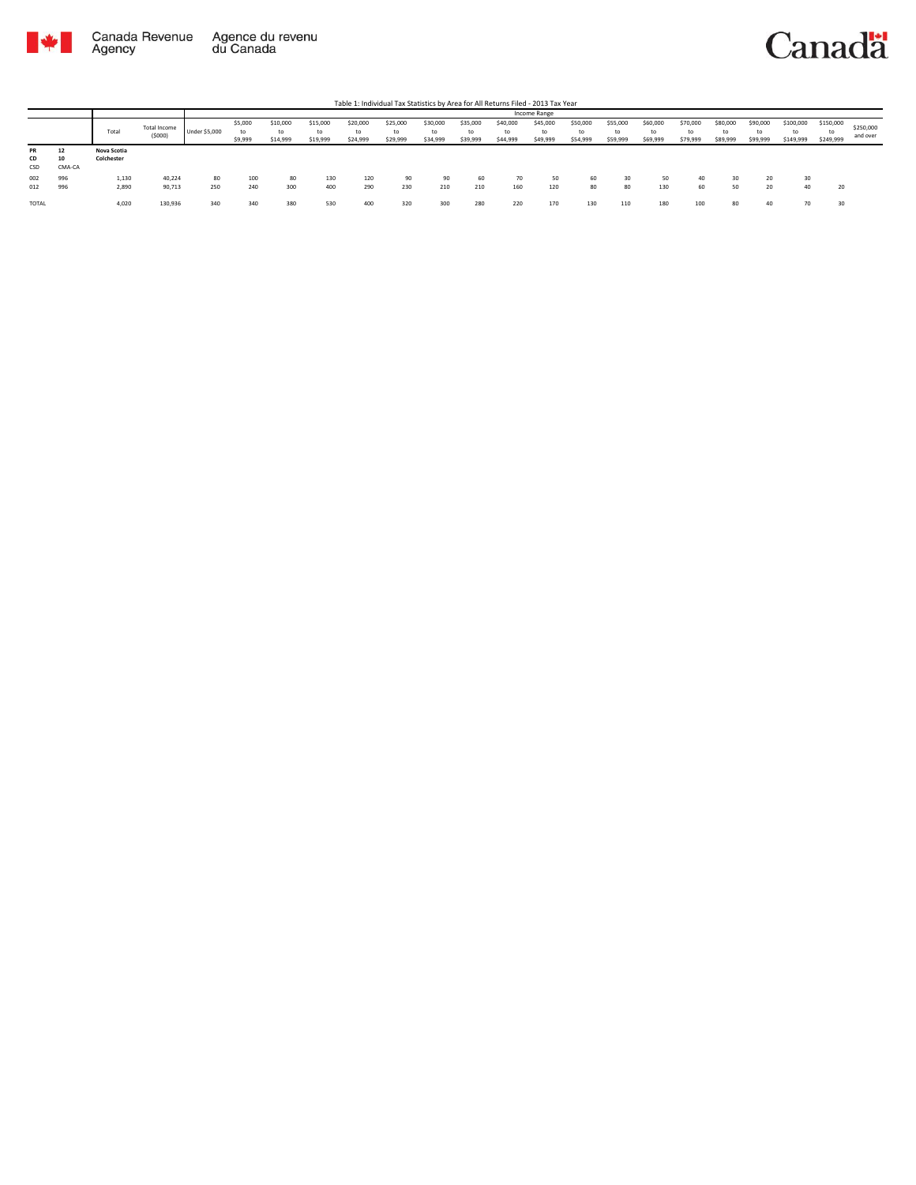Table 1: Individual Tax Statistics by Area for All Returns Filed - 2013 Tax Year

| | | Total | Total Income ($000) | Income Range | | | | | | | | | | | | | | | | | | |
|---|---|---|---|---|---|---|---|---|---|---|---|---|---|---|---|---|---|---|---|---|---|---|
| | | | | Under $5,000 | $5,000 to $9,999 | $10,000 to $14,999 | $15,000 to $19,999 | $20,000 to $24,999 | $25,000 to $29,999 | $30,000 to $34,999 | $35,000 to $39,999 | $40,000 to $44,999 | $45,000 to $49,999 | $50,000 to $54,999 | $55,000 to $59,999 | $60,000 to $69,999 | $70,000 to $79,999 | $80,000 to $89,999 | $90,000 to $99,999 | $100,000 to $149,999 | $150,000 to $249,999 | $250,000 and over |
| **PR** | **12** | **Nova Scotia** | | | | | | | | | | | | | | | | | | | | |
| **CD** | **10** | **Colchester** | | | | | | | | | | | | | | | | | | | | |
| CSD | CMA-CA | | | | | | | | | | | | | | | | | | | | | |
| 002 | 996 | 1,130 | 40,224 | 80 | 100 | 80 | 130 | 120 | 90 | 90 | 60 | 70 | 50 | 60 | 30 | 50 | 40 | 30 | 20 | 30 | | |
| 012 | 996 | 2,890 | 90,713 | 250 | 240 | 300 | 400 | 290 | 230 | 210 | 210 | 160 | 120 | 80 | 80 | 130 | 60 | 50 | 20 | 40 | 20 | |
| TOTAL | | 4,020 | 130,936 | 340 | 340 | 380 | 530 | 400 | 320 | 300 | 280 | 220 | 170 | 130 | 110 | 180 | 100 | 80 | 40 | 70 | 30 | |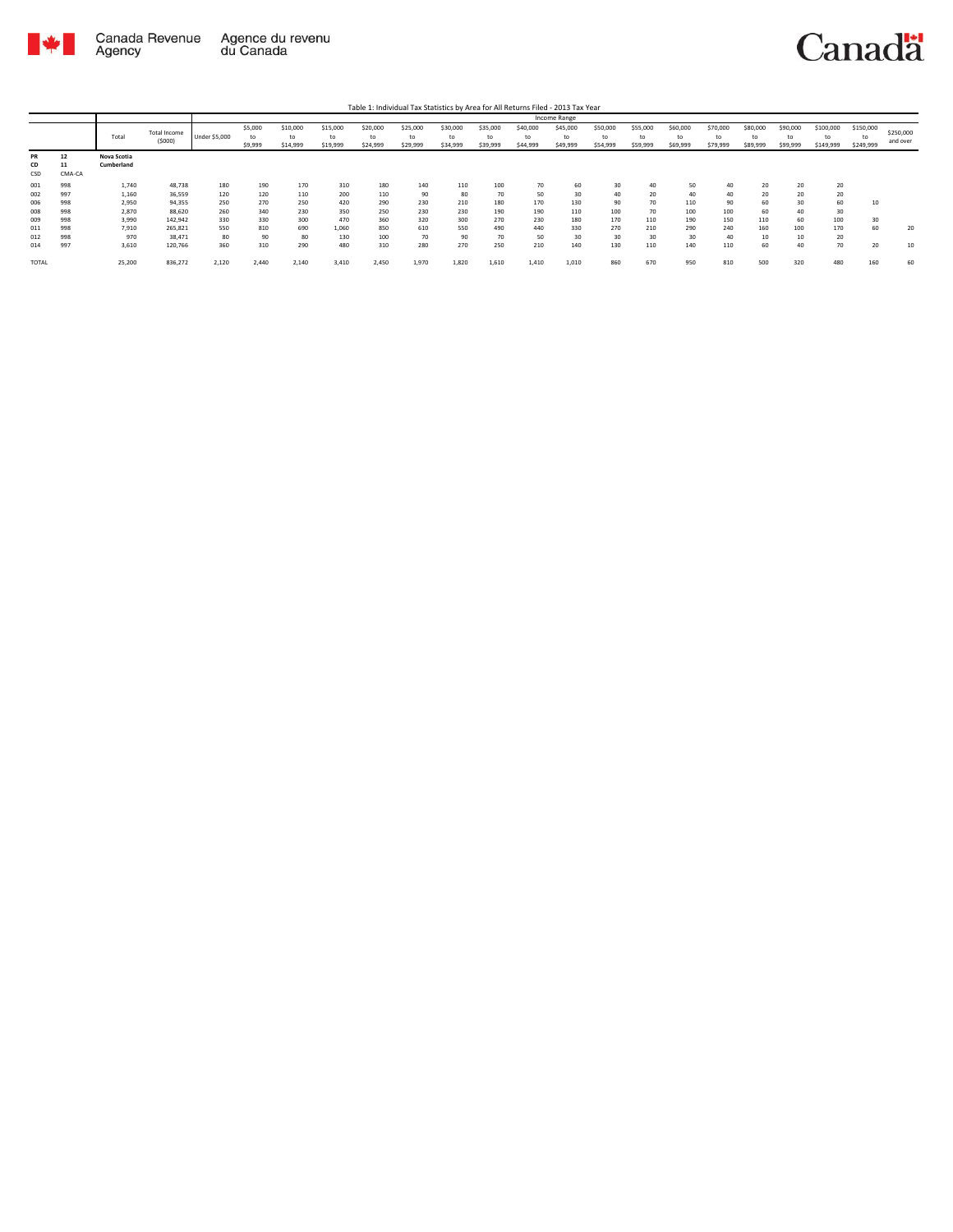Table 1: Individual Tax Statistics by Area for All Returns Filed - 2013 Tax Year

| | | Total | Total Income ($000) | Income Range | | | | | | | | | | | | | | | | | | |
|---|---|---|---|---|---|---|---|---|---|---|---|---|---|---|---|---|---|---|---|---|---|---|
| | | | | Under $5,000 | $5,000 to $9,999 | $10,000 to $14,999 | $15,000 to $19,999 | $20,000 to $24,999 | $25,000 to $29,999 | $30,000 to $34,999 | $35,000 to $39,999 | $40,000 to $44,999 | $45,000 to $49,999 | $50,000 to $54,999 | $55,000 to $59,999 | $60,000 to $69,999 | $70,000 to $79,999 | $80,000 to $89,999 | $90,000 to $99,999 | $100,000 to $149,999 | $150,000 to $249,999 | $250,000 and over |
| PR | 12 | Nova Scotia | | | | | | | | | | | | | | | | | | | | |
| CD | 11 | Cumberland | | | | | | | | | | | | | | | | | | | | |
| CSD | CMA-CA | | | | | | | | | | | | | | | | | | | | | |
| 001 | 998 | 1,740 | 48,738 | 180 | 190 | 170 | 310 | 180 | 140 | 110 | 100 | 70 | 60 | 30 | 40 | 50 | 40 | 20 | 20 | 20 | | |
| 002 | 997 | 1,160 | 36,559 | 120 | 120 | 110 | 200 | 110 | 90 | 80 | 70 | 50 | 30 | 40 | 20 | 40 | 40 | 20 | 20 | 20 | | |
| 006 | 998 | 2,950 | 94,355 | 250 | 270 | 250 | 420 | 290 | 230 | 210 | 180 | 170 | 130 | 90 | 70 | 110 | 90 | 60 | 30 | 60 | 10 | |
| 008 | 998 | 2,870 | 88,620 | 260 | 340 | 230 | 350 | 250 | 230 | 230 | 190 | 190 | 110 | 100 | 70 | 100 | 100 | 60 | 40 | 30 | | |
| 009 | 998 | 3,990 | 142,942 | 330 | 330 | 300 | 470 | 360 | 320 | 300 | 270 | 230 | 180 | 170 | 110 | 190 | 150 | 110 | 60 | 100 | 30 | |
| 011 | 998 | 7,910 | 265,821 | 550 | 810 | 690 | 1,060 | 850 | 610 | 550 | 490 | 440 | 330 | 270 | 210 | 290 | 240 | 160 | 100 | 170 | 60 | 20 |
| 012 | 998 | 970 | 38,471 | 80 | 90 | 80 | 130 | 100 | 70 | 90 | 70 | 50 | 30 | 30 | 30 | 30 | 40 | 10 | 10 | 20 | | |
| 014 | 997 | 3,610 | 120,766 | 360 | 310 | 290 | 480 | 310 | 280 | 270 | 250 | 210 | 140 | 130 | 110 | 140 | 110 | 60 | 40 | 70 | 20 | 10 |
| TOTAL | | 25,200 | 836,272 | 2,120 | 2,440 | 2,140 | 3,410 | 2,450 | 1,970 | 1,820 | 1,610 | 1,410 | 1,010 | 860 | 670 | 950 | 810 | 500 | 320 | 480 | 160 | 60 |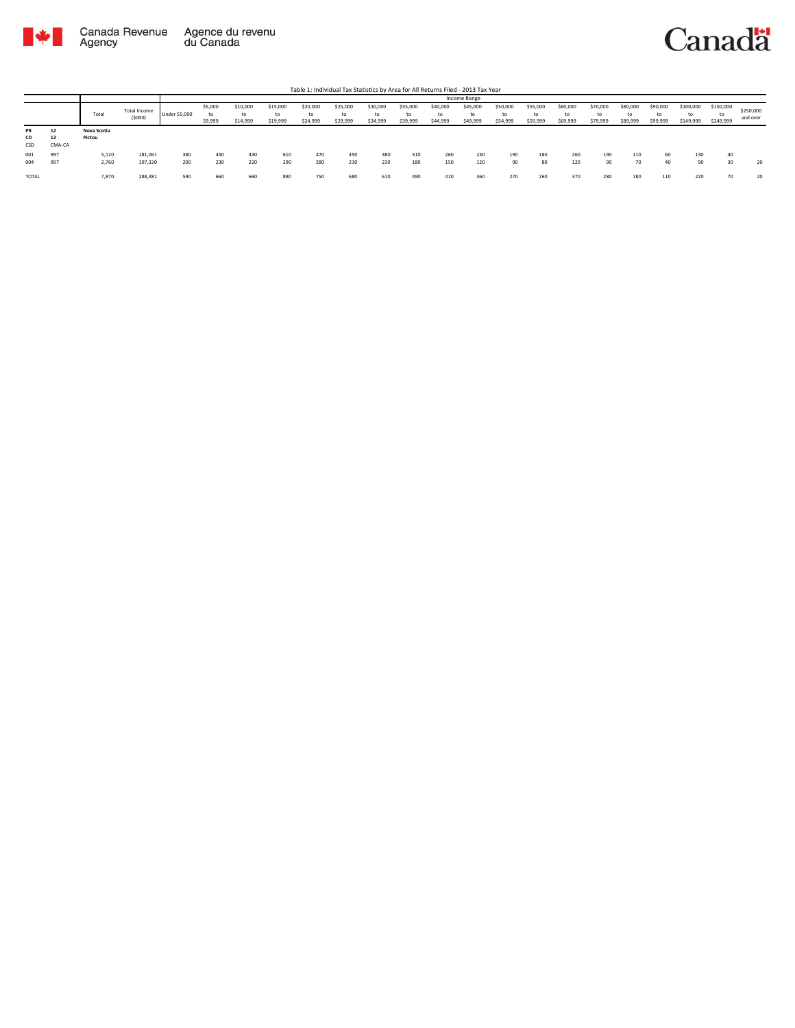Table 1: Individual Tax Statistics by Area for All Returns Filed - 2013 Tax Year

| | | Total | Total Income ($000) | Income Range | | | | | | | | | | | | | | | | | | |
|---|---|---|---|---|---|---|---|---|---|---|---|---|---|---|---|---|---|---|---|---|---|---|
| | | | | Under $5,000 | $5,000 to $9,999 | $10,000 to $14,999 | $15,000 to $19,999 | $20,000 to $24,999 | $25,000 to $29,999 | $30,000 to $34,999 | $35,000 to $39,999 | $40,000 to $44,999 | $45,000 to $49,999 | $50,000 to $54,999 | $55,000 to $59,999 | $60,000 to $69,999 | $70,000 to $79,999 | $80,000 to $89,999 | $90,000 to $99,999 | $100,000 to $149,999 | $150,000 to $249,999 | $250,000 and over |
| **PR** | **12** | **Nova Scotia** | | | | | | | | | | | | | | | | | | | | |
| **CD** | **12** | **Pictou** | | | | | | | | | | | | | | | | | | | | |
| CSD | CMA-CA | | | | | | | | | | | | | | | | | | | | | |
| 001 | 997 | 5,120 | 181,061 | 380 | 430 | 430 | 610 | 470 | 450 | 380 | 310 | 260 | 230 | 190 | 180 | 260 | 190 | 110 | 60 | 130 | 40 | |
| 004 | 997 | 2,760 | 107,320 | 200 | 230 | 220 | 290 | 280 | 230 | 230 | 180 | 150 | 120 | 90 | 80 | 120 | 90 | 70 | 40 | 90 | 30 | 20 |
| TOTAL | | 7,870 | 288,381 | 590 | 660 | 660 | 890 | 750 | 680 | 610 | 490 | 410 | 360 | 270 | 260 | 370 | 280 | 180 | 110 | 220 | 70 | 20 |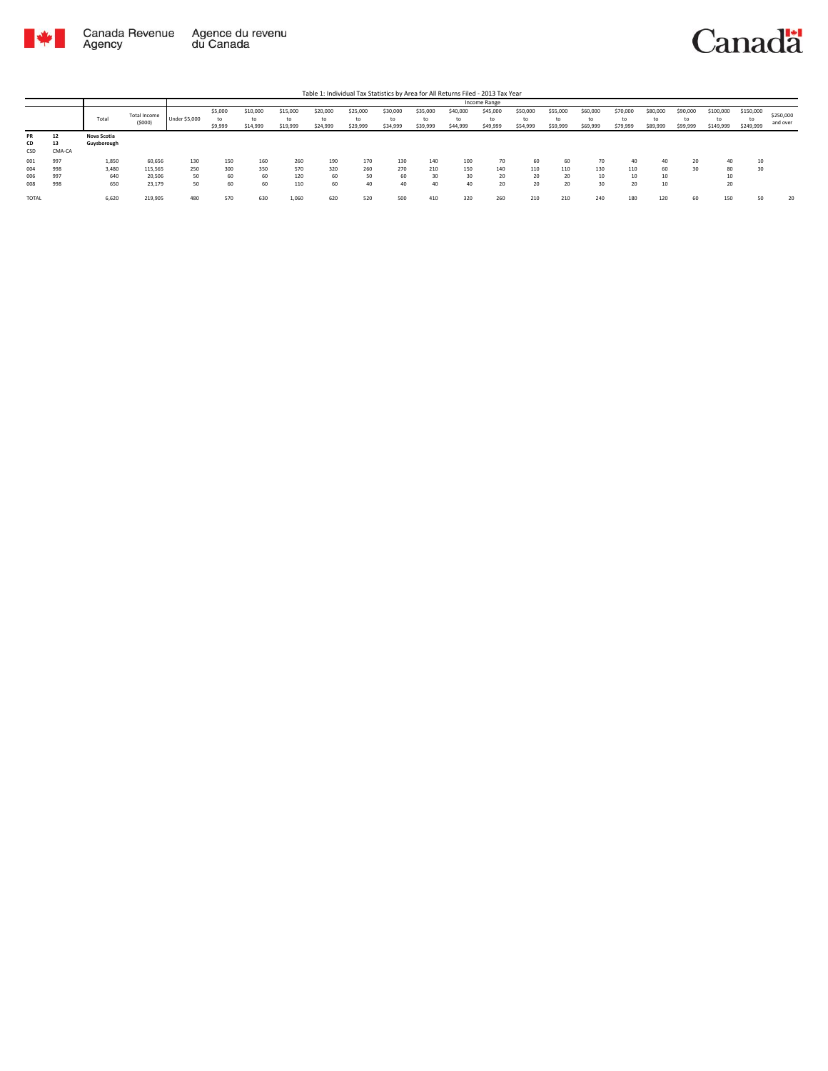Table 1: Individual Tax Statistics by Area for All Returns Filed - 2013 Tax Year

| | | Total | Total Income ($000) | Income Range | | | | | | | | | | | | | | | | | | |
|---|---|---|---|---|---|---|---|---|---|---|---|---|---|---|---|---|---|---|---|---|---|---|
| | | | | Under $5,000 | $5,000 to $9,999 | $10,000 to $14,999 | $15,000 to $19,999 | $20,000 to $24,999 | $25,000 to $29,999 | $30,000 to $34,999 | $35,000 to $39,999 | $40,000 to $44,999 | $45,000 to $49,999 | $50,000 to $54,999 | $55,000 to $59,999 | $60,000 to $69,999 | $70,000 to $79,999 | $80,000 to $89,999 | $90,000 to $99,999 | $100,000 to $149,999 | $150,000 to $249,999 | $250,000 and over |
| **PR** | **12** | **Nova Scotia** | | | | | | | | | | | | | | | | | | | | |
| **CD** | **13** | **Guysborough** | | | | | | | | | | | | | | | | | | | | |
| CSD | CMA-CA | | | | | | | | | | | | | | | | | | | | | |
| 001 | 997 | 1,850 | 60,656 | 130 | 150 | 160 | 260 | 190 | 170 | 130 | 140 | 100 | 70 | 60 | 60 | 70 | 40 | 40 | 20 | 40 | 10 | |
| 004 | 998 | 3,480 | 115,565 | 250 | 300 | 350 | 570 | 320 | 260 | 270 | 210 | 150 | 140 | 110 | 110 | 130 | 110 | 60 | 30 | 80 | 30 | |
| 006 | 997 | 640 | 20,506 | 50 | 60 | 60 | 120 | 60 | 50 | 60 | 30 | 30 | 20 | 20 | 20 | 10 | 10 | 10 | | 10 | | |
| 008 | 998 | 650 | 23,179 | 50 | 60 | 60 | 110 | 60 | 40 | 40 | 40 | 40 | 20 | 20 | 20 | 30 | 20 | 10 | | 20 | | |
| TOTAL | | 6,620 | 219,905 | 480 | 570 | 630 | 1,060 | 620 | 520 | 500 | 410 | 320 | 260 | 210 | 210 | 240 | 180 | 120 | 60 | 150 | 50 | 20 |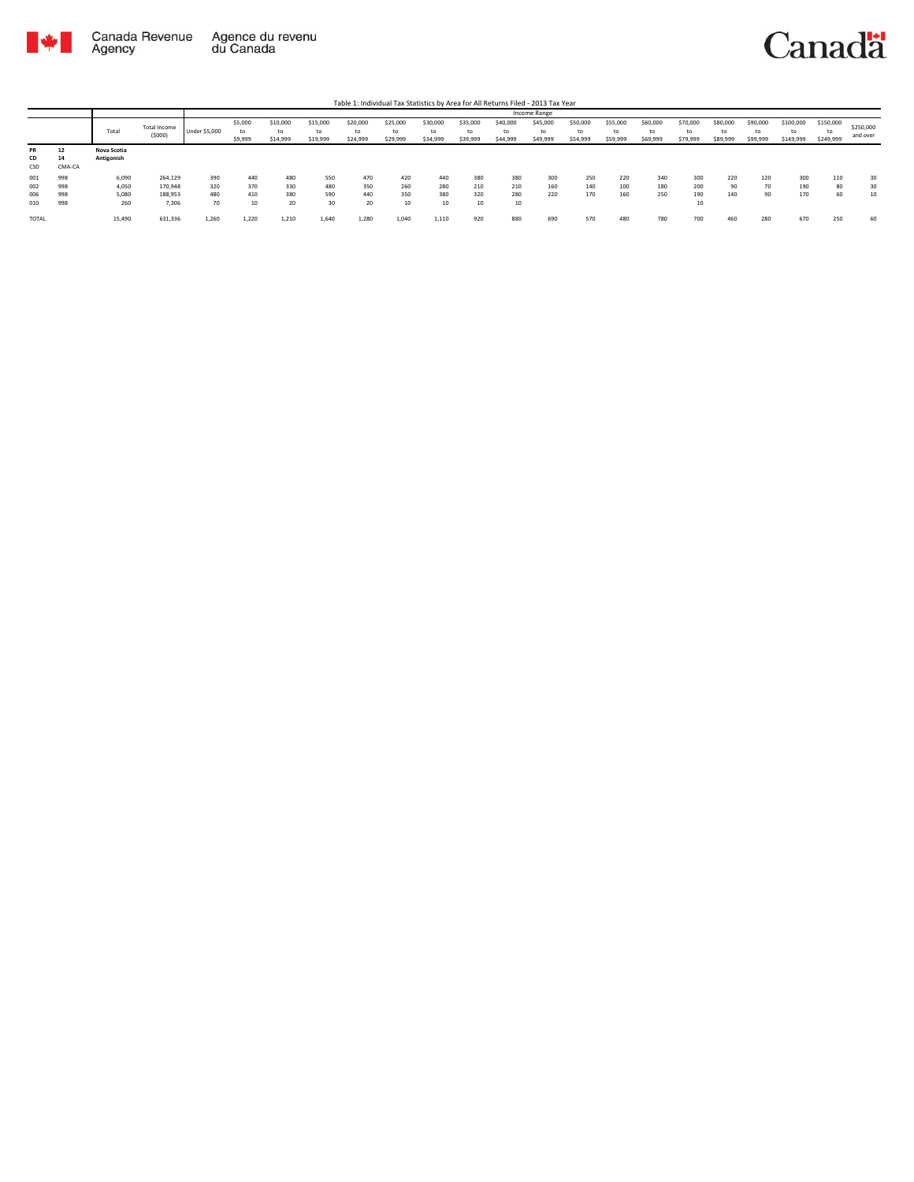Table 1: Individual Tax Statistics by Area for All Returns Filed - 2013 Tax Year

| | | Total | Total Income ($000) | Income Range | | | | | | | | | | | | | | | | | | |
|---|---|---|---|---|---|---|---|---|---|---|---|---|---|---|---|---|---|---|---|---|---|---|
| | | | | Under $5,000 | $5,000 to $9,999 | $10,000 to $14,999 | $15,000 to $19,999 | $20,000 to $24,999 | $25,000 to $29,999 | $30,000 to $34,999 | $35,000 to $39,999 | $40,000 to $44,999 | $45,000 to $49,999 | $50,000 to $54,999 | $55,000 to $59,999 | $60,000 to $69,999 | $70,000 to $79,999 | $80,000 to $89,999 | $90,000 to $99,999 | $100,000 to $149,999 | $150,000 to $249,999 | $250,000 and over |
| **PR** | **12** | **Nova Scotia** | | | | | | | | | | | | | | | | | | | | |
| **CD** | **14** | **Antigonish** | | | | | | | | | | | | | | | | | | | | |
| CSD | CMA-CA | | | | | | | | | | | | | | | | | | | | | |
| 001 | 998 | 6,090 | 264,129 | 390 | 440 | 480 | 550 | 470 | 420 | 440 | 380 | 380 | 300 | 250 | 220 | 340 | 300 | 220 | 120 | 300 | 110 | 30 |
| 002 | 998 | 4,050 | 170,948 | 320 | 370 | 330 | 480 | 350 | 260 | 280 | 210 | 210 | 160 | 140 | 100 | 180 | 200 | 90 | 70 | 190 | 80 | 30 |
| 006 | 998 | 5,080 | 188,953 | 480 | 410 | 380 | 590 | 440 | 350 | 380 | 320 | 280 | 220 | 170 | 160 | 250 | 190 | 140 | 90 | 170 | 60 | 10 |
| 010 | 998 | 260 | 7,306 | 70 | 10 | 20 | 30 | 20 | 10 | 10 | 10 | 10 | | | | | 10 | | | | | |
| TOTAL | | 15,490 | 631,336 | 1,260 | 1,220 | 1,210 | 1,640 | 1,280 | 1,040 | 1,110 | 920 | 880 | 690 | 570 | 480 | 780 | 700 | 460 | 280 | 670 | 250 | 60 |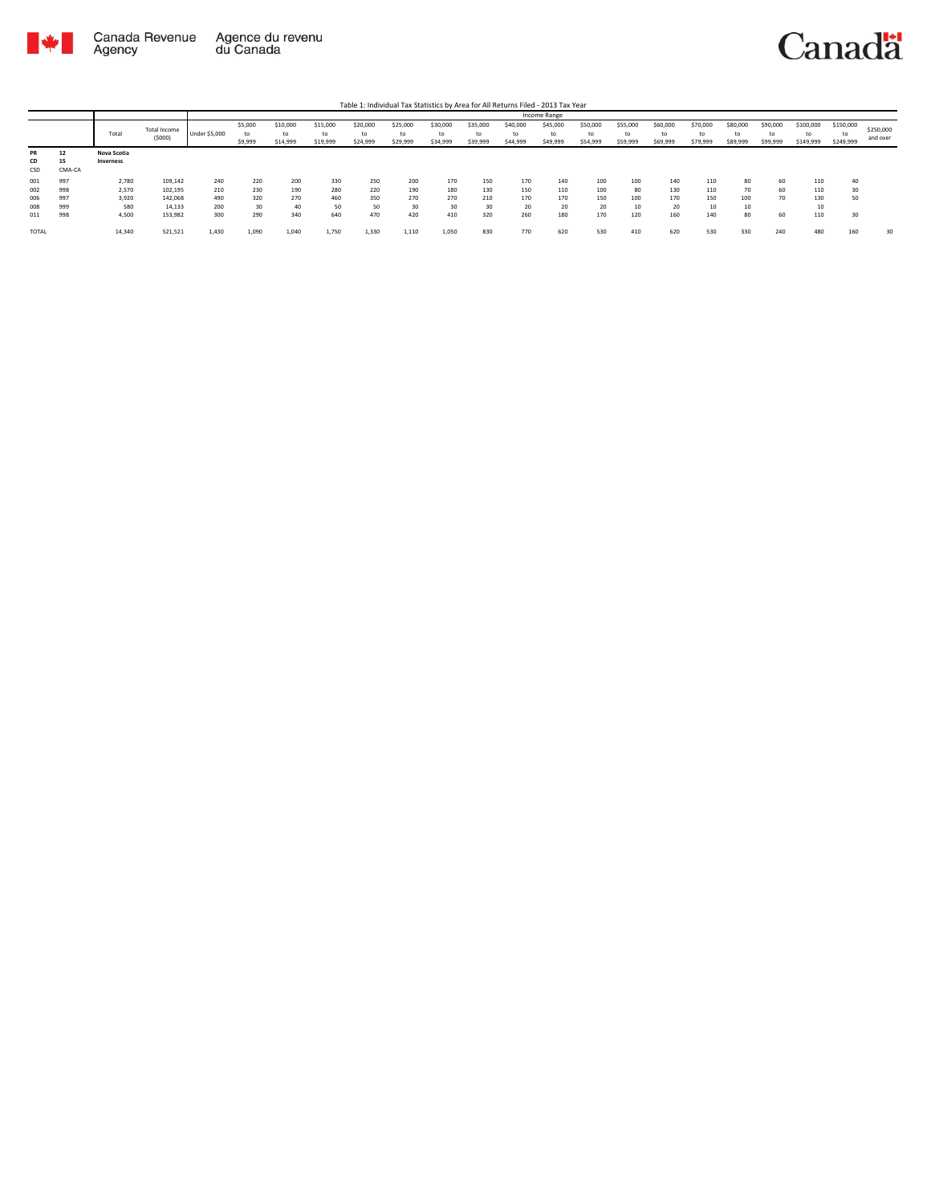Table 1: Individual Tax Statistics by Area for All Returns Filed - 2013 Tax Year

| | | Total | Total Income ($000) | Income Range | | | | | | | | | | | | | | | | | | |
|---|---|---|---|---|---|---|---|---|---|---|---|---|---|---|---|---|---|---|---|---|---|---|
| | | | | Under $5,000 | $5,000 to $9,999 | $10,000 to $14,999 | $15,000 to $19,999 | $20,000 to $24,999 | $25,000 to $29,999 | $30,000 to $34,999 | $35,000 to $39,999 | $40,000 to $44,999 | $45,000 to $49,999 | $50,000 to $54,999 | $55,000 to $59,999 | $60,000 to $69,999 | $70,000 to $79,999 | $80,000 to $89,999 | $90,000 to $99,999 | $100,000 to $149,999 | $150,000 to $249,999 | $250,000 and over |
| **PR** | **12** | **Nova Scotia** | | | | | | | | | | | | | | | | | | | | |
| **CD** | **15** | **Inverness** | | | | | | | | | | | | | | | | | | | | |
| CSD | CMA-CA | | | | | | | | | | | | | | | | | | | | | |
| 001 | 997 | 2,780 | 109,142 | 240 | 220 | 200 | 330 | 250 | 200 | 170 | 150 | 170 | 140 | 100 | 100 | 140 | 110 | 80 | 60 | 110 | 40 | |
| 002 | 998 | 2,570 | 102,195 | 210 | 230 | 190 | 280 | 220 | 190 | 180 | 130 | 150 | 110 | 100 | 80 | 130 | 110 | 70 | 60 | 110 | 30 | |
| 006 | 997 | 3,920 | 142,068 | 490 | 320 | 270 | 460 | 350 | 270 | 270 | 210 | 170 | 170 | 150 | 100 | 170 | 150 | 100 | 70 | 130 | 50 | |
| 008 | 999 | 580 | 14,133 | 200 | 30 | 40 | 50 | 50 | 30 | 30 | 30 | 20 | 20 | 20 | 10 | 20 | 10 | 10 | | 10 | | |
| 011 | 998 | 4,500 | 153,982 | 300 | 290 | 340 | 640 | 470 | 420 | 410 | 320 | 260 | 180 | 170 | 120 | 160 | 140 | 80 | 60 | 110 | 30 | |
| TOTAL | | 14,340 | 521,521 | 1,430 | 1,090 | 1,040 | 1,750 | 1,330 | 1,110 | 1,050 | 830 | 770 | 620 | 530 | 410 | 620 | 530 | 330 | 240 | 480 | 160 | 30 |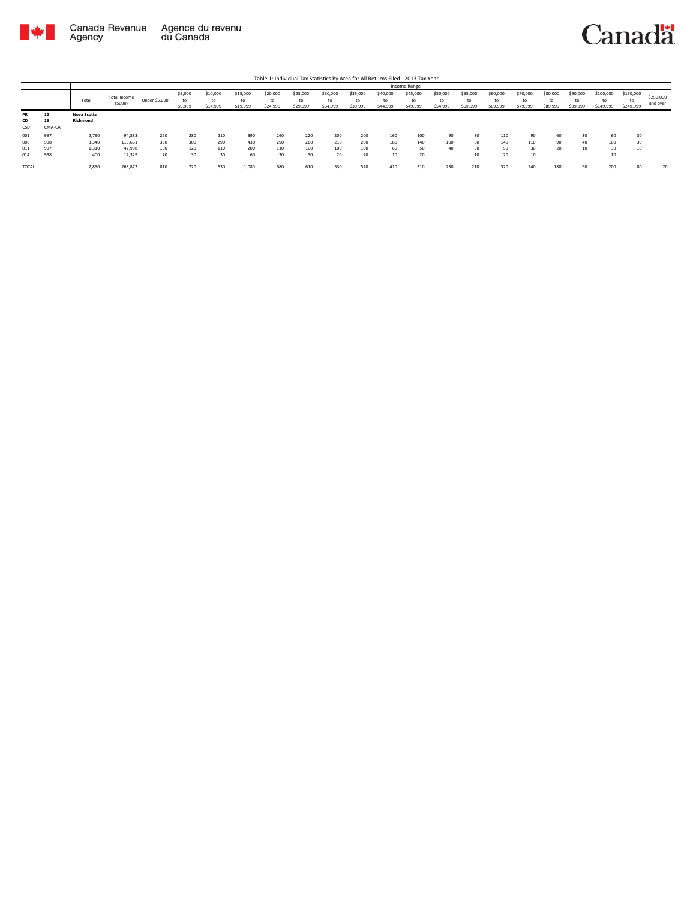Table 1: Individual Tax Statistics by Area for All Returns Filed - 2013 Tax Year

| | | Total | Total Income ($000) | Income Range | | | | | | | | | | | | | | | | | | |
|---|---|---|---|---|---|---|---|---|---|---|---|---|---|---|---|---|---|---|---|---|---|---|
| | | | | Under $5,000 | $5,000 to $9,999 | $10,000 to $14,999 | $15,000 to $19,999 | $20,000 to $24,999 | $25,000 to $29,999 | $30,000 to $34,999 | $35,000 to $39,999 | $40,000 to $44,999 | $45,000 to $49,999 | $50,000 to $54,999 | $55,000 to $59,999 | $60,000 to $69,999 | $70,000 to $79,999 | $80,000 to $89,999 | $90,000 to $99,999 | $100,000 to $149,999 | $150,000 to $249,999 | $250,000 and over |
| **PR** | **12** | **Nova Scotia** | | | | | | | | | | | | | | | | | | | | |
| **CD** | **16** | **Richmond** | | | | | | | | | | | | | | | | | | | | |
| CSD | CMA-CA | | | | | | | | | | | | | | | | | | | | | |
| 001 | 997 | 2,790 | 94,883 | 220 | 280 | 210 | 390 | 260 | 220 | 200 | 200 | 160 | 100 | 90 | 80 | 110 | 90 | 60 | 30 | 60 | 30 | |
| 006 | 998 | 3,340 | 113,661 | 360 | 300 | 290 | 430 | 290 | 260 | 210 | 200 | 180 | 140 | 100 | 80 | 140 | 110 | 90 | 40 | 100 | 30 | |
| 011 | 997 | 1,310 | 42,998 | 160 | 120 | 110 | 200 | 110 | 100 | 100 | 100 | 60 | 50 | 40 | 30 | 50 | 30 | 20 | 10 | 30 | 10 | |
| 014 | 998 | 400 | 12,329 | 70 | 30 | 30 | 60 | 30 | 30 | 20 | 20 | 10 | 20 | | 10 | 20 | 10 | | | 10 | | |
| TOTAL | | 7,850 | 263,872 | 810 | 720 | 630 | 1,080 | 680 | 610 | 530 | 520 | 410 | 310 | 230 | 210 | 320 | 240 | 180 | 90 | 200 | 80 | 20 |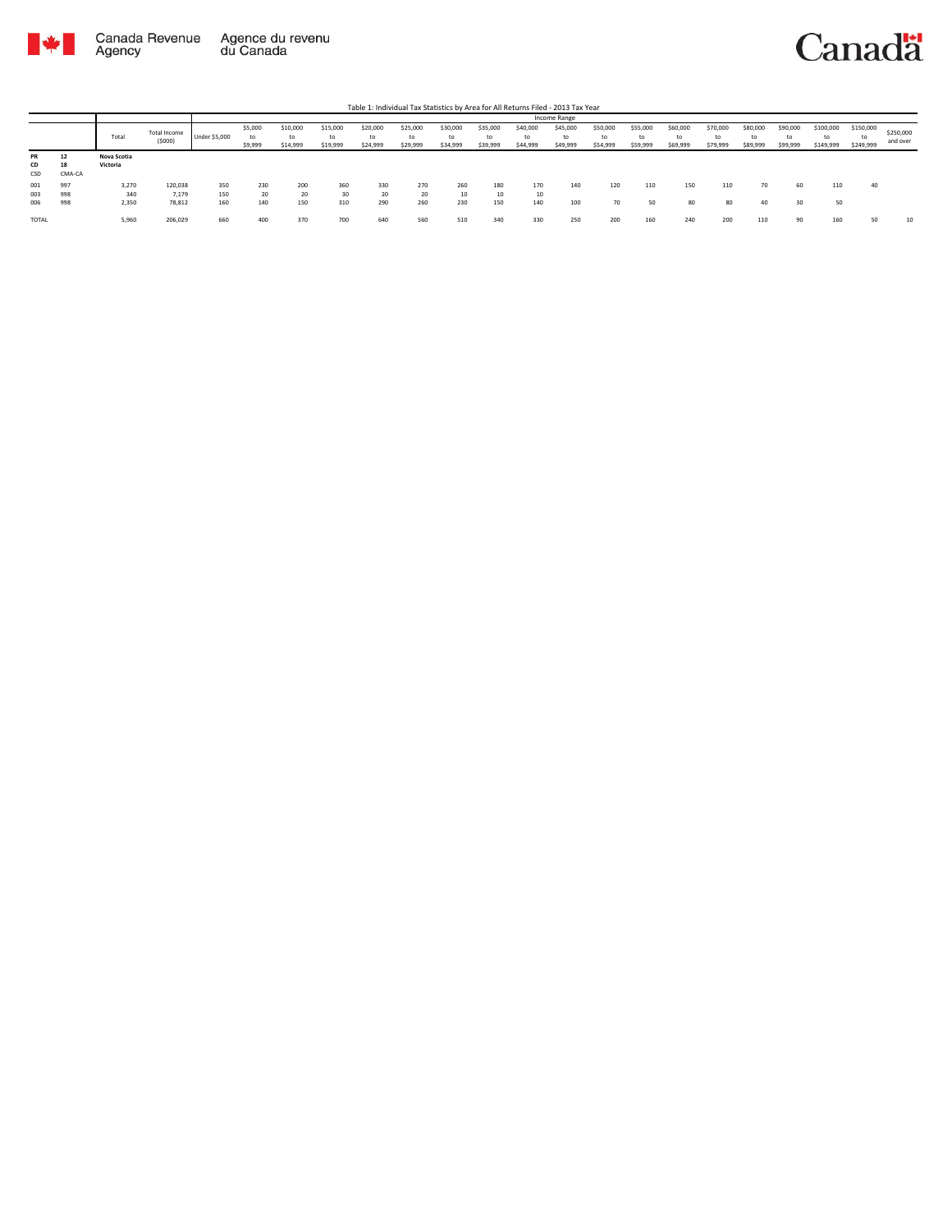Table 1: Individual Tax Statistics by Area for All Returns Filed - 2013 Tax Year

| | | Total | Total Income ($000) | Income Range | | | | | | | | | | | | | | | | | | |
|---|---|---|---|---|---|---|---|---|---|---|---|---|---|---|---|---|---|---|---|---|---|---|
| | | | | Under $5,000 | $5,000 to $9,999 | $10,000 to $14,999 | $15,000 to $19,999 | $20,000 to $24,999 | $25,000 to $29,999 | $30,000 to $34,999 | $35,000 to $39,999 | $40,000 to $44,999 | $45,000 to $49,999 | $50,000 to $54,999 | $55,000 to $59,999 | $60,000 to $69,999 | $70,000 to $79,999 | $80,000 to $89,999 | $90,000 to $99,999 | $100,000 to $149,999 | $150,000 to $249,999 | $250,000 and over |
| **PR** | **12** | **Nova Scotia** | | | | | | | | | | | | | | | | | | | | |
| **CD** | **18** | **Victoria** | | | | | | | | | | | | | | | | | | | | |
| CSD | CMA-CA | | | | | | | | | | | | | | | | | | | | | |
| 001 | 997 | 3,270 | 120,038 | 350 | 230 | 200 | 360 | 330 | 270 | 260 | 180 | 170 | 140 | 120 | 110 | 150 | 110 | 70 | 60 | 110 | 40 | |
| 003 | 998 | 340 | 7,179 | 150 | 20 | 20 | 30 | 20 | 20 | 10 | 10 | 10 | | | | | | | | | | |
| 006 | 998 | 2,350 | 78,812 | 160 | 140 | 150 | 310 | 290 | 260 | 230 | 150 | 140 | 100 | 70 | 50 | 80 | 80 | 40 | 30 | 50 | | |
| TOTAL | | 5,960 | 206,029 | 660 | 400 | 370 | 700 | 640 | 560 | 510 | 340 | 330 | 250 | 200 | 160 | 240 | 200 | 110 | 90 | 160 | 50 | 10 |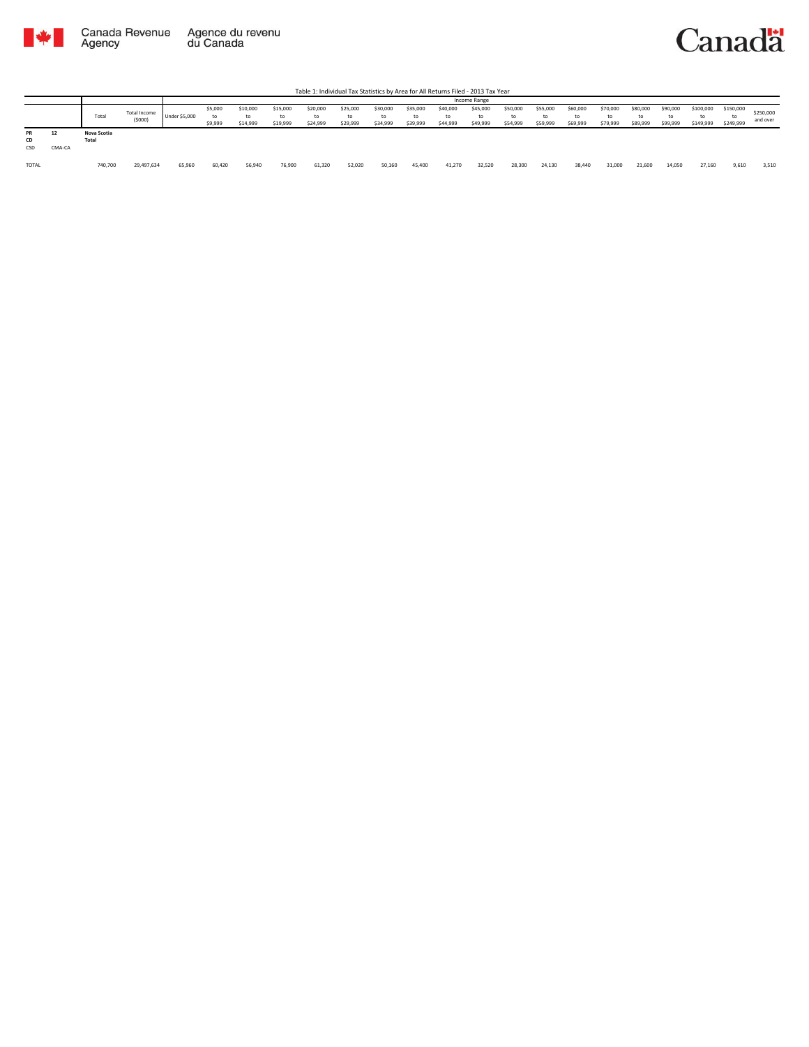Canada Revenue Agency | Agence du revenu du Canada

Canada

Table 1: Individual Tax Statistics by Area for All Returns Filed - 2013 Tax Year

| | | | | Income Range | | | | | | | | | | | | | | | | | | | |
|---|---|---|---|---|---|---|---|---|---|---|---|---|---|---|---|---|---|---|---|---|---|---|---|
| | | Total | Total Income ($000) | Under $5,000 | $5,000 to $9,999 | $10,000 to $14,999 | $15,000 to $19,999 | $20,000 to $24,999 | $25,000 to $29,999 | $30,000 to $34,999 | $35,000 to $39,999 | $40,000 to $44,999 | $45,000 to $49,999 | $50,000 to $54,999 | $55,000 to $59,999 | $60,000 to $69,999 | $70,000 to $79,999 | $80,000 to $89,999 | $90,000 to $99,999 | $100,000 to $149,999 | $150,000 to $249,999 | $250,000 and over |
| **PR** | **12** | **Nova Scotia** | | | | | | | | | | | | | | | | | | | | |
| **CD** | | **Total** | | | | | | | | | | | | | | | | | | | | |
| CSD | CMA-CA | | | | | | | | | | | | | | | | | | | | | |
| TOTAL | | 740,700 | 29,497,634 | 65,960 | 60,420 | 56,940 | 76,900 | 61,320 | 52,020 | 50,160 | 45,400 | 41,270 | 32,520 | 28,300 | 24,130 | 38,440 | 31,000 | 21,600 | 14,050 | 27,160 | 9,610 | 3,510 |